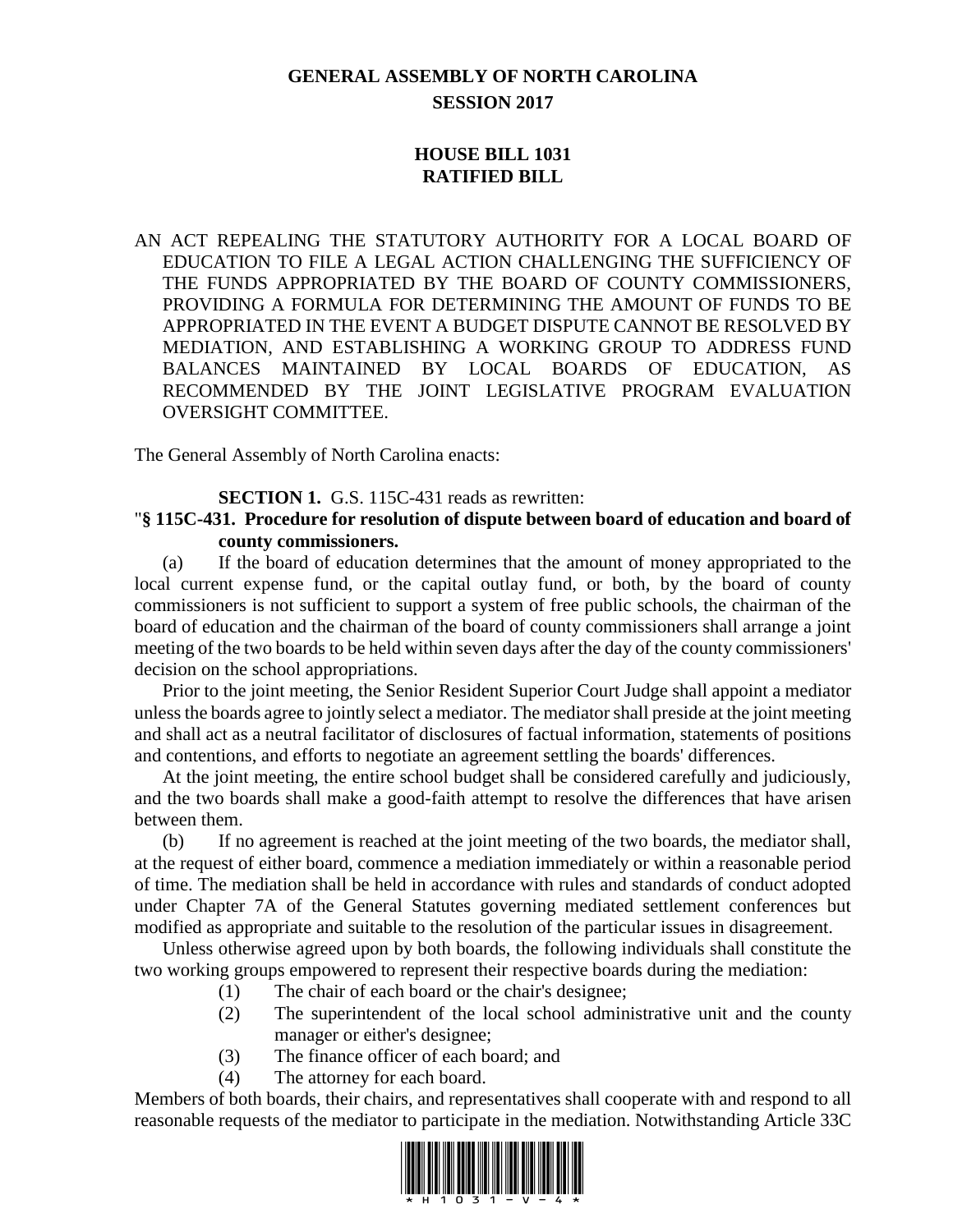# GENERAL ASSEMBLY OF NORTH CAROLINA
## SESSION 2017

## HOUSE BILL 1031
## RATIFIED BILL

AN ACT REPEALING THE STATUTORY AUTHORITY FOR A LOCAL BOARD OF EDUCATION TO FILE A LEGAL ACTION CHALLENGING THE SUFFICIENCY OF THE FUNDS APPROPRIATED BY THE BOARD OF COUNTY COMMISSIONERS, PROVIDING A FORMULA FOR DETERMINING THE AMOUNT OF FUNDS TO BE APPROPRIATED IN THE EVENT A BUDGET DISPUTE CANNOT BE RESOLVED BY MEDIATION, AND ESTABLISHING A WORKING GROUP TO ADDRESS FUND BALANCES MAINTAINED BY LOCAL BOARDS OF EDUCATION, AS RECOMMENDED BY THE JOINT LEGISLATIVE PROGRAM EVALUATION OVERSIGHT COMMITTEE.

The General Assembly of North Carolina enacts:

**SECTION 1.** G.S. 115C-431 reads as rewritten:

"**§ 115C-431. Procedure for resolution of dispute between board of education and board of county commissioners.**

(a) If the board of education determines that the amount of money appropriated to the local current expense fund, or the capital outlay fund, or both, by the board of county commissioners is not sufficient to support a system of free public schools, the chairman of the board of education and the chairman of the board of county commissioners shall arrange a joint meeting of the two boards to be held within seven days after the day of the county commissioners' decision on the school appropriations.

Prior to the joint meeting, the Senior Resident Superior Court Judge shall appoint a mediator unless the boards agree to jointly select a mediator. The mediator shall preside at the joint meeting and shall act as a neutral facilitator of disclosures of factual information, statements of positions and contentions, and efforts to negotiate an agreement settling the boards' differences.

At the joint meeting, the entire school budget shall be considered carefully and judiciously, and the two boards shall make a good-faith attempt to resolve the differences that have arisen between them.

(b) If no agreement is reached at the joint meeting of the two boards, the mediator shall, at the request of either board, commence a mediation immediately or within a reasonable period of time. The mediation shall be held in accordance with rules and standards of conduct adopted under Chapter 7A of the General Statutes governing mediated settlement conferences but modified as appropriate and suitable to the resolution of the particular issues in disagreement.

Unless otherwise agreed upon by both boards, the following individuals shall constitute the two working groups empowered to represent their respective boards during the mediation:

(1) The chair of each board or the chair's designee;
(2) The superintendent of the local school administrative unit and the county manager or either's designee;
(3) The finance officer of each board; and
(4) The attorney for each board.

Members of both boards, their chairs, and representatives shall cooperate with and respond to all reasonable requests of the mediator to participate in the mediation. Notwithstanding Article 33C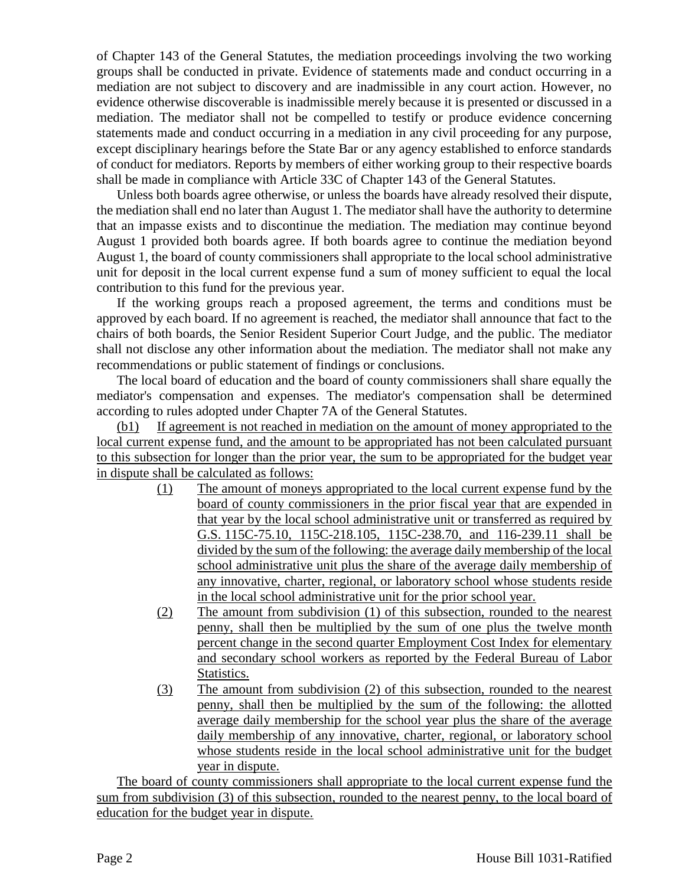of Chapter 143 of the General Statutes, the mediation proceedings involving the two working groups shall be conducted in private. Evidence of statements made and conduct occurring in a mediation are not subject to discovery and are inadmissible in any court action. However, no evidence otherwise discoverable is inadmissible merely because it is presented or discussed in a mediation. The mediator shall not be compelled to testify or produce evidence concerning statements made and conduct occurring in a mediation in any civil proceeding for any purpose, except disciplinary hearings before the State Bar or any agency established to enforce standards of conduct for mediators. Reports by members of either working group to their respective boards shall be made in compliance with Article 33C of Chapter 143 of the General Statutes.

Unless both boards agree otherwise, or unless the boards have already resolved their dispute, the mediation shall end no later than August 1. The mediator shall have the authority to determine that an impasse exists and to discontinue the mediation. The mediation may continue beyond August 1 provided both boards agree. If both boards agree to continue the mediation beyond August 1, the board of county commissioners shall appropriate to the local school administrative unit for deposit in the local current expense fund a sum of money sufficient to equal the local contribution to this fund for the previous year.

If the working groups reach a proposed agreement, the terms and conditions must be approved by each board. If no agreement is reached, the mediator shall announce that fact to the chairs of both boards, the Senior Resident Superior Court Judge, and the public. The mediator shall not disclose any other information about the mediation. The mediator shall not make any recommendations or public statement of findings or conclusions.

The local board of education and the board of county commissioners shall share equally the mediator's compensation and expenses. The mediator's compensation shall be determined according to rules adopted under Chapter 7A of the General Statutes.

(b1) If agreement is not reached in mediation on the amount of money appropriated to the local current expense fund, and the amount to be appropriated has not been calculated pursuant to this subsection for longer than the prior year, the sum to be appropriated for the budget year in dispute shall be calculated as follows:

(1) The amount of moneys appropriated to the local current expense fund by the board of county commissioners in the prior fiscal year that are expended in that year by the local school administrative unit or transferred as required by G.S. 115C-75.10, 115C-218.105, 115C-238.70, and 116-239.11 shall be divided by the sum of the following: the average daily membership of the local school administrative unit plus the share of the average daily membership of any innovative, charter, regional, or laboratory school whose students reside in the local school administrative unit for the prior school year.

(2) The amount from subdivision (1) of this subsection, rounded to the nearest penny, shall then be multiplied by the sum of one plus the twelve month percent change in the second quarter Employment Cost Index for elementary and secondary school workers as reported by the Federal Bureau of Labor Statistics.

(3) The amount from subdivision (2) of this subsection, rounded to the nearest penny, shall then be multiplied by the sum of the following: the allotted average daily membership for the school year plus the share of the average daily membership of any innovative, charter, regional, or laboratory school whose students reside in the local school administrative unit for the budget year in dispute.

The board of county commissioners shall appropriate to the local current expense fund the sum from subdivision (3) of this subsection, rounded to the nearest penny, to the local board of education for the budget year in dispute.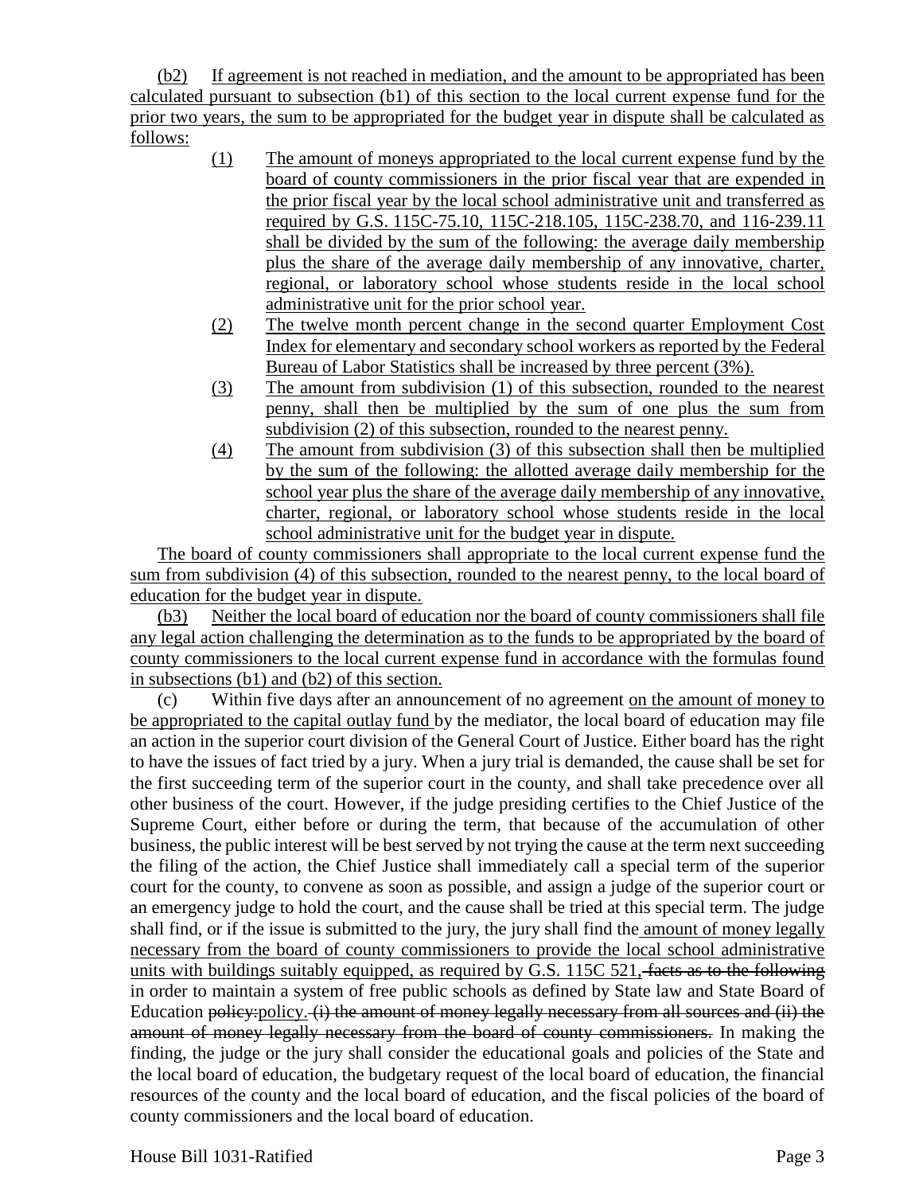(b2) If agreement is not reached in mediation, and the amount to be appropriated has been calculated pursuant to subsection (b1) of this section to the local current expense fund for the prior two years, the sum to be appropriated for the budget year in dispute shall be calculated as follows:

(1) The amount of moneys appropriated to the local current expense fund by the board of county commissioners in the prior fiscal year that are expended in the prior fiscal year by the local school administrative unit and transferred as required by G.S. 115C-75.10, 115C-218.105, 115C-238.70, and 116-239.11 shall be divided by the sum of the following: the average daily membership plus the share of the average daily membership of any innovative, charter, regional, or laboratory school whose students reside in the local school administrative unit for the prior school year.

(2) The twelve month percent change in the second quarter Employment Cost Index for elementary and secondary school workers as reported by the Federal Bureau of Labor Statistics shall be increased by three percent (3%).

(3) The amount from subdivision (1) of this subsection, rounded to the nearest penny, shall then be multiplied by the sum of one plus the sum from subdivision (2) of this subsection, rounded to the nearest penny.

(4) The amount from subdivision (3) of this subsection shall then be multiplied by the sum of the following: the allotted average daily membership for the school year plus the share of the average daily membership of any innovative, charter, regional, or laboratory school whose students reside in the local school administrative unit for the budget year in dispute.

The board of county commissioners shall appropriate to the local current expense fund the sum from subdivision (4) of this subsection, rounded to the nearest penny, to the local board of education for the budget year in dispute.

(b3) Neither the local board of education nor the board of county commissioners shall file any legal action challenging the determination as to the funds to be appropriated by the board of county commissioners to the local current expense fund in accordance with the formulas found in subsections (b1) and (b2) of this section.

(c) Within five days after an announcement of no agreement on the amount of money to be appropriated to the capital outlay fund by the mediator, the local board of education may file an action in the superior court division of the General Court of Justice. Either board has the right to have the issues of fact tried by a jury. When a jury trial is demanded, the cause shall be set for the first succeeding term of the superior court in the county, and shall take precedence over all other business of the court. However, if the judge presiding certifies to the Chief Justice of the Supreme Court, either before or during the term, that because of the accumulation of other business, the public interest will be best served by not trying the cause at the term next succeeding the filing of the action, the Chief Justice shall immediately call a special term of the superior court for the county, to convene as soon as possible, and assign a judge of the superior court or an emergency judge to hold the court, and the cause shall be tried at this special term. The judge shall find, or if the issue is submitted to the jury, the jury shall find the amount of money legally necessary from the board of county commissioners to provide the local school administrative units with buildings suitably equipped, as required by G.S. 115C 521, ~~facts as to the following~~ in order to maintain a system of free public schools as defined by State law and State Board of Education ~~policy:~~policy. ~~(i) the amount of money legally necessary from all sources and (ii) the amount of money legally necessary from the board of county commissioners.~~ In making the finding, the judge or the jury shall consider the educational goals and policies of the State and the local board of education, the budgetary request of the local board of education, the financial resources of the county and the local board of education, and the fiscal policies of the board of county commissioners and the local board of education.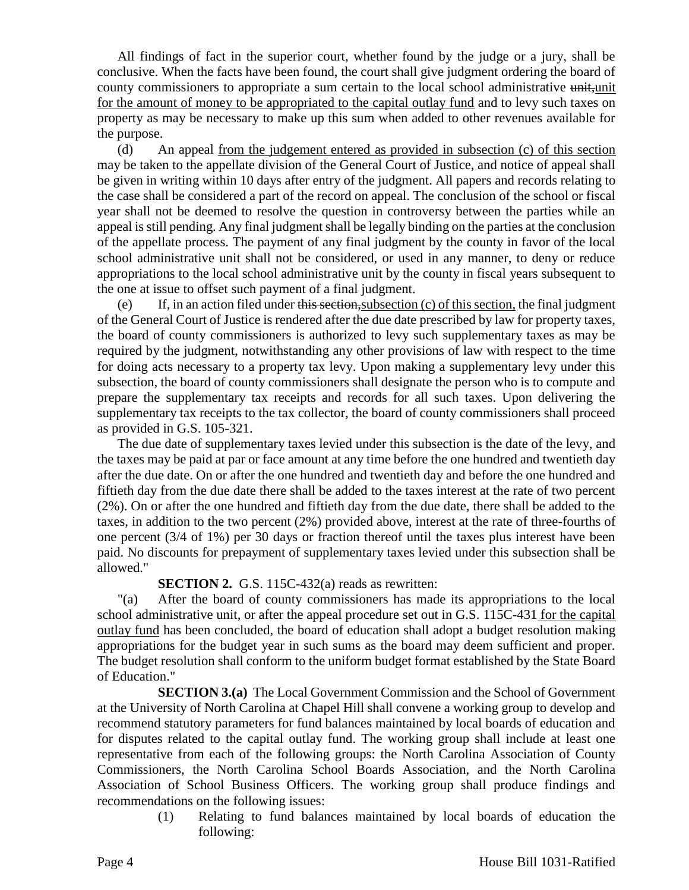All findings of fact in the superior court, whether found by the judge or a jury, shall be conclusive. When the facts have been found, the court shall give judgment ordering the board of county commissioners to appropriate a sum certain to the local school administrative ~~unit,~~unit for the amount of money to be appropriated to the capital outlay fund and to levy such taxes on property as may be necessary to make up this sum when added to other revenues available for the purpose.

(d) An appeal from the judgement entered as provided in subsection (c) of this section may be taken to the appellate division of the General Court of Justice, and notice of appeal shall be given in writing within 10 days after entry of the judgment. All papers and records relating to the case shall be considered a part of the record on appeal. The conclusion of the school or fiscal year shall not be deemed to resolve the question in controversy between the parties while an appeal is still pending. Any final judgment shall be legally binding on the parties at the conclusion of the appellate process. The payment of any final judgment by the county in favor of the local school administrative unit shall not be considered, or used in any manner, to deny or reduce appropriations to the local school administrative unit by the county in fiscal years subsequent to the one at issue to offset such payment of a final judgment.

(e) If, in an action filed under ~~this section,~~subsection (c) of this section, the final judgment of the General Court of Justice is rendered after the due date prescribed by law for property taxes, the board of county commissioners is authorized to levy such supplementary taxes as may be required by the judgment, notwithstanding any other provisions of law with respect to the time for doing acts necessary to a property tax levy. Upon making a supplementary levy under this subsection, the board of county commissioners shall designate the person who is to compute and prepare the supplementary tax receipts and records for all such taxes. Upon delivering the supplementary tax receipts to the tax collector, the board of county commissioners shall proceed as provided in G.S. 105-321.

The due date of supplementary taxes levied under this subsection is the date of the levy, and the taxes may be paid at par or face amount at any time before the one hundred and twentieth day after the due date. On or after the one hundred and twentieth day and before the one hundred and fiftieth day from the due date there shall be added to the taxes interest at the rate of two percent (2%). On or after the one hundred and fiftieth day from the due date, there shall be added to the taxes, in addition to the two percent (2%) provided above, interest at the rate of three-fourths of one percent (3/4 of 1%) per 30 days or fraction thereof until the taxes plus interest have been paid. No discounts for prepayment of supplementary taxes levied under this subsection shall be allowed."

**SECTION 2.** G.S. 115C-432(a) reads as rewritten:

"(a) After the board of county commissioners has made its appropriations to the local school administrative unit, or after the appeal procedure set out in G.S. 115C-431 for the capital outlay fund has been concluded, the board of education shall adopt a budget resolution making appropriations for the budget year in such sums as the board may deem sufficient and proper. The budget resolution shall conform to the uniform budget format established by the State Board of Education."

**SECTION 3.(a)** The Local Government Commission and the School of Government at the University of North Carolina at Chapel Hill shall convene a working group to develop and recommend statutory parameters for fund balances maintained by local boards of education and for disputes related to the capital outlay fund. The working group shall include at least one representative from each of the following groups: the North Carolina Association of County Commissioners, the North Carolina School Boards Association, and the North Carolina Association of School Business Officers. The working group shall produce findings and recommendations on the following issues:

(1) Relating to fund balances maintained by local boards of education the following: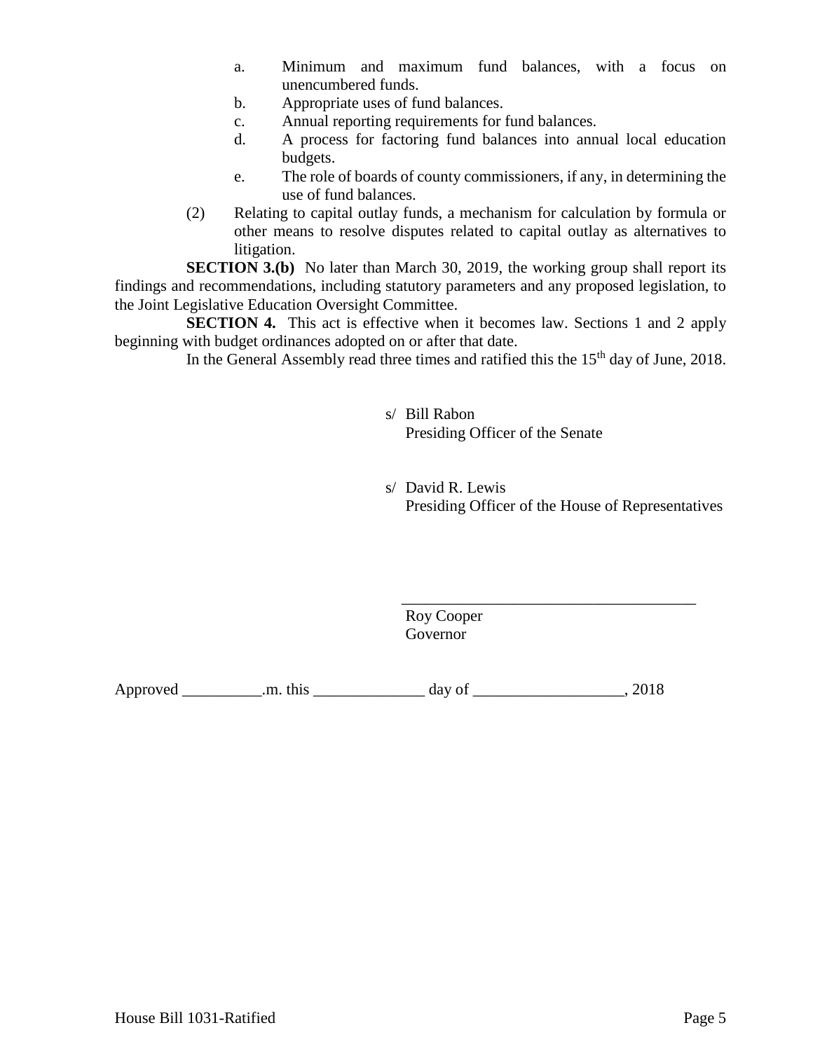a. Minimum and maximum fund balances, with a focus on unencumbered funds.
b. Appropriate uses of fund balances.
c. Annual reporting requirements for fund balances.
d. A process for factoring fund balances into annual local education budgets.
e. The role of boards of county commissioners, if any, in determining the use of fund balances.

(2) Relating to capital outlay funds, a mechanism for calculation by formula or other means to resolve disputes related to capital outlay as alternatives to litigation.

**SECTION 3.(b)** No later than March 30, 2019, the working group shall report its findings and recommendations, including statutory parameters and any proposed legislation, to the Joint Legislative Education Oversight Committee.

**SECTION 4.** This act is effective when it becomes law. Sections 1 and 2 apply beginning with budget ordinances adopted on or after that date.

In the General Assembly read three times and ratified this the 15th day of June, 2018.

s/ Bill Rabon
Presiding Officer of the Senate

s/ David R. Lewis
Presiding Officer of the House of Representatives

\_\_\_\_\_\_\_\_\_\_\_\_\_\_\_\_\_\_\_\_\_\_\_\_\_\_\_\_\_\_\_\_\_\_\_\_\_\_
Roy Cooper
Governor

Approved \_\_\_\_\_\_\_\_\_\_.m. this \_\_\_\_\_\_\_\_\_\_\_\_\_\_ day of \_\_\_\_\_\_\_\_\_\_\_\_\_\_\_\_\_\_\_, 2018